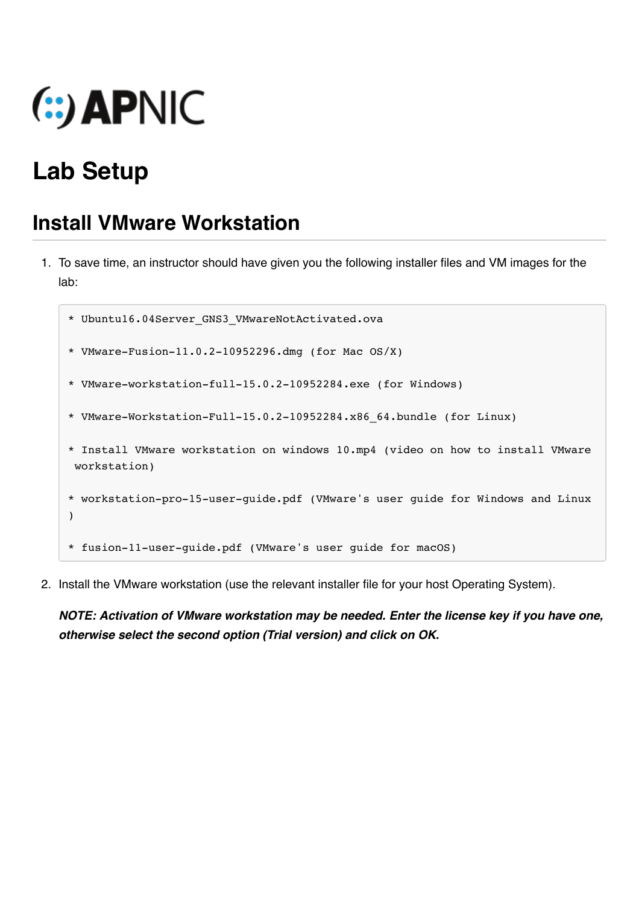APNIC

# Lab Setup

## Install VMware Workstation

1. To save time, an instructor should have given you the following installer files and VM images for the lab:

   ```
   * Ubuntu16.04Server_GNS3_VMwareNotActivated.ova

   * VMware-Fusion-11.0.2-10952296.dmg (for Mac OS/X)

   * VMware-workstation-full-15.0.2-10952284.exe (for Windows)

   * VMware-Workstation-Full-15.0.2-10952284.x86_64.bundle (for Linux)

   * Install VMware workstation on windows 10.mp4 (video on how to install VMware
    workstation)

   * workstation-pro-15-user-guide.pdf (VMware's user guide for Windows and Linux
   )

   * fusion-11-user-guide.pdf (VMware's user guide for macOS)
   ```

2. Install the VMware workstation (use the relevant installer file for your host Operating System).

   ***NOTE: Activation of VMware workstation may be needed. Enter the license key if you have one, otherwise select the second option (Trial version) and click on OK.***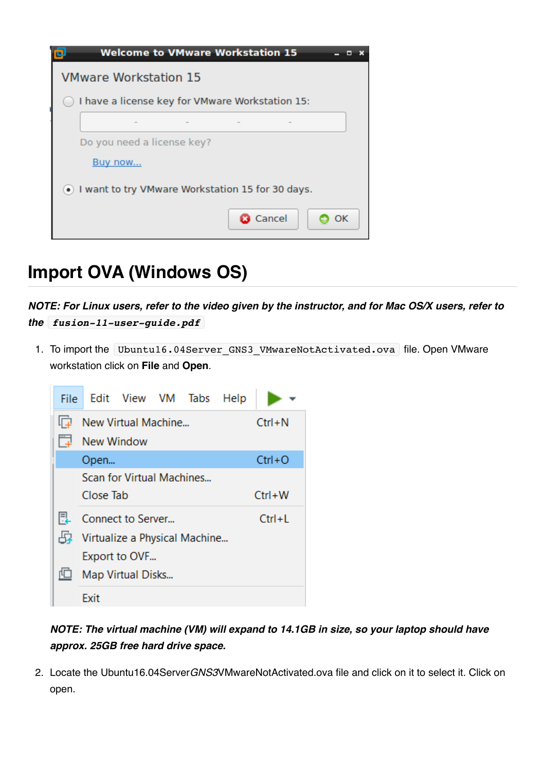## Import OVA (Windows OS)

***NOTE: For Linux users, refer to the video given by the instructor, and for Mac OS/X users, refer to the `fusion-11-user-guide.pdf`***

1. To import the `Ubuntu16.04Server_GNS3_VMwareNotActivated.ova` file. Open VMware workstation click on **File** and **Open**.

   ***NOTE: The virtual machine (VM) will expand to 14.1GB in size, so your laptop should have approx. 25GB free hard drive space.***

2. Locate the Ubuntu16.04Server*GNS3*VMwareNotActivated.ova file and click on it to select it. Click on open.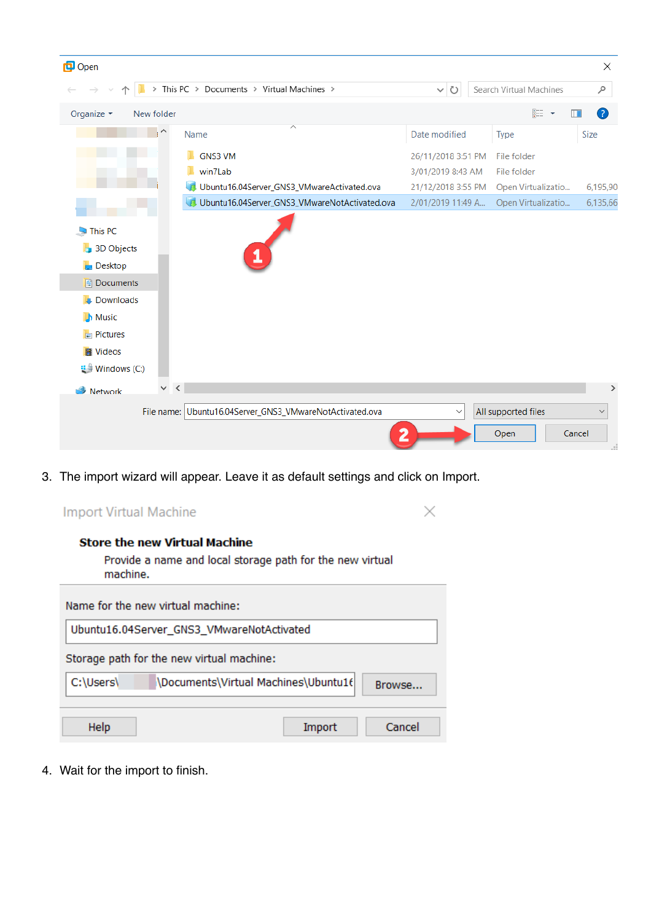3. The import wizard will appear. Leave it as default settings and click on Import.

4. Wait for the import to finish.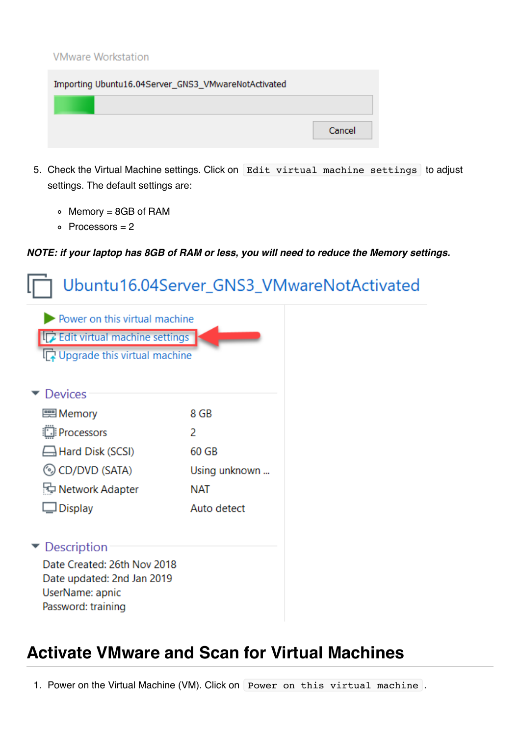VMware Workstation

Importing Ubuntu16.04Server_GNS3_VMwareNotActivated

Cancel

5. Check the Virtual Machine settings. Click on `Edit virtual machine settings` to adjust settings. The default settings are:

    - Memory = 8GB of RAM
    - Processors = 2

***NOTE: if your laptop has 8GB of RAM or less, you will need to reduce the Memory settings.***

Ubuntu16.04Server_GNS3_VMwareNotActivated

Power on this virtual machine
Edit virtual machine settings
Upgrade this virtual machine

Devices

| | |
|---|---|
| Memory | 8 GB |
| Processors | 2 |
| Hard Disk (SCSI) | 60 GB |
| CD/DVD (SATA) | Using unknown ... |
| Network Adapter | NAT |
| Display | Auto detect |

Description

Date Created: 26th Nov 2018
Date updated: 2nd Jan 2019
UserName: apnic
Password: training

## Activate VMware and Scan for Virtual Machines

1. Power on the Virtual Machine (VM). Click on `Power on this virtual machine`.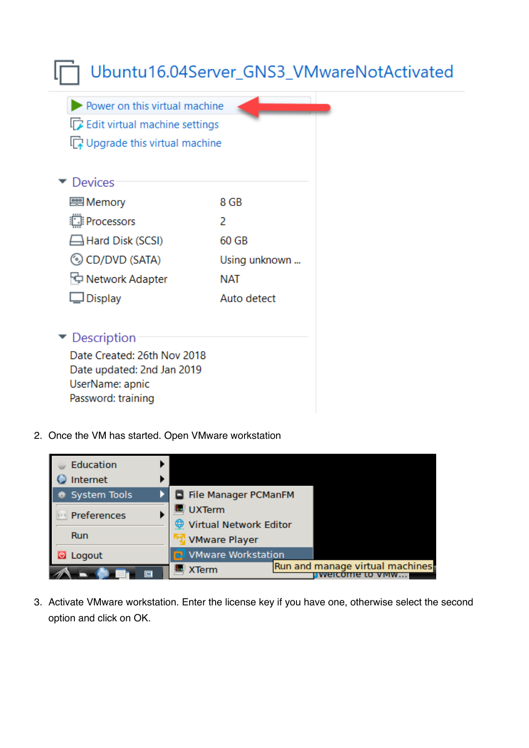2. Once the VM has started. Open VMware workstation

3. Activate VMware workstation. Enter the license key if you have one, otherwise select the second option and click on OK.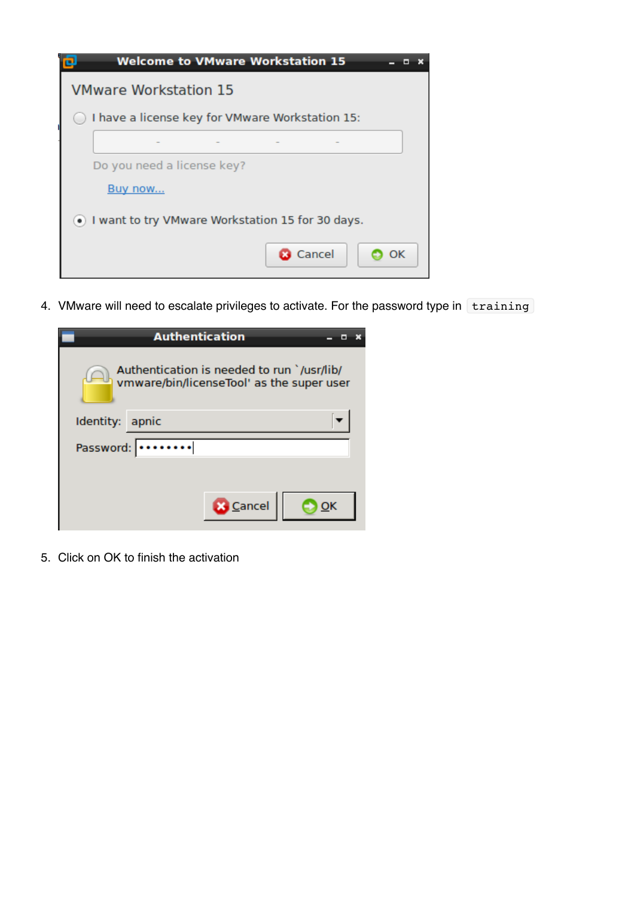4. VMware will need to escalate privileges to activate. For the password type in `training`

5. Click on OK to finish the activation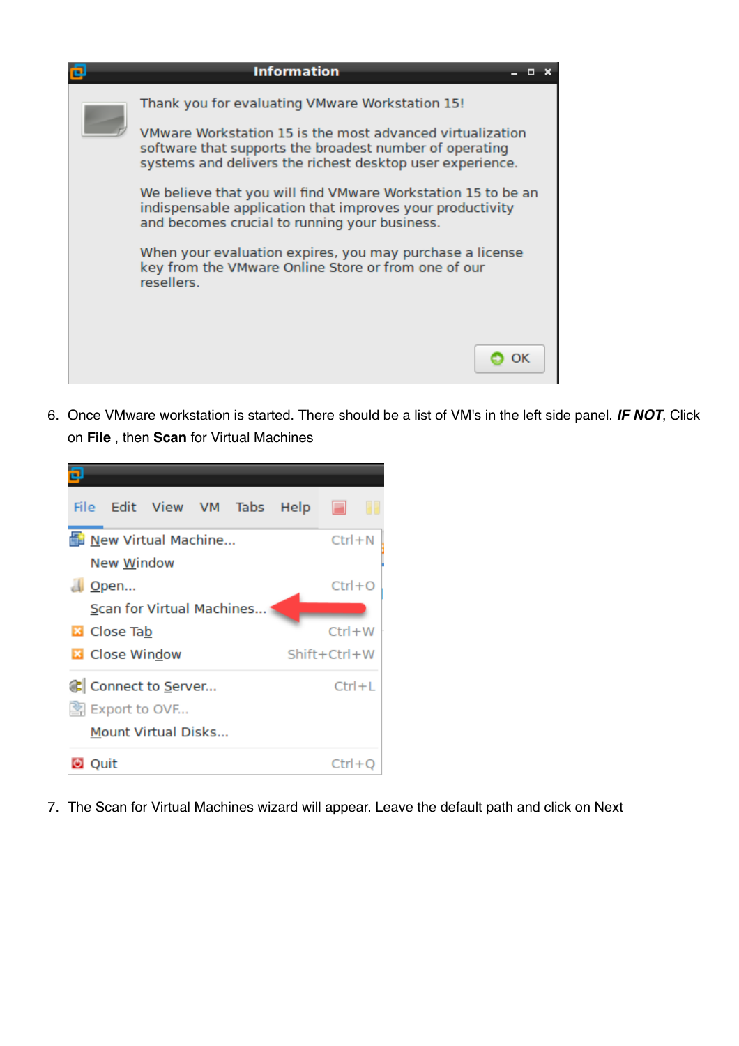6. Once VMware workstation is started. There should be a list of VM's in the left side panel. ***IF NOT***, Click on **File** , then **Scan** for Virtual Machines

7. The Scan for Virtual Machines wizard will appear. Leave the default path and click on Next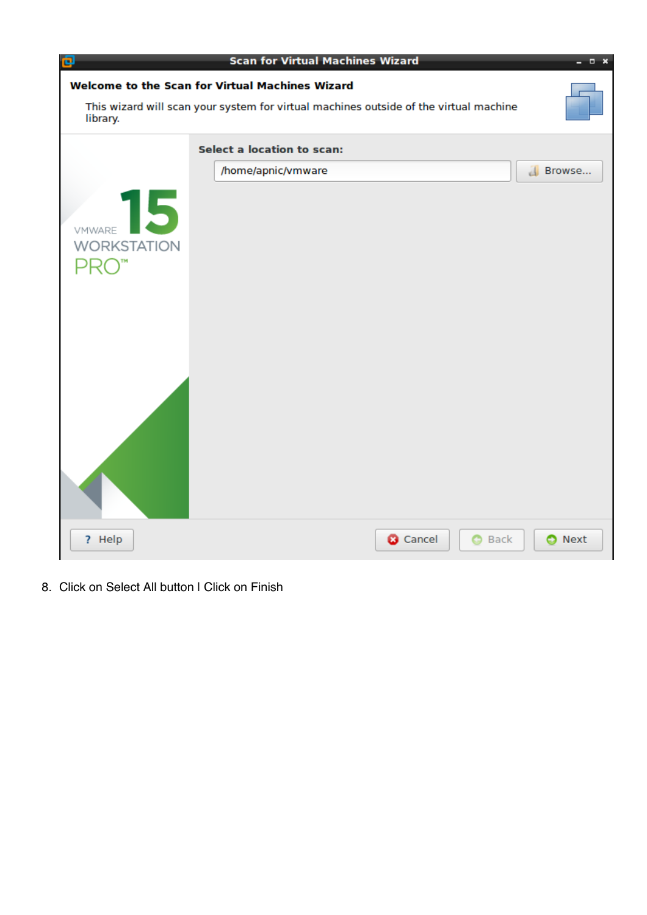8. Click on Select All button I Click on Finish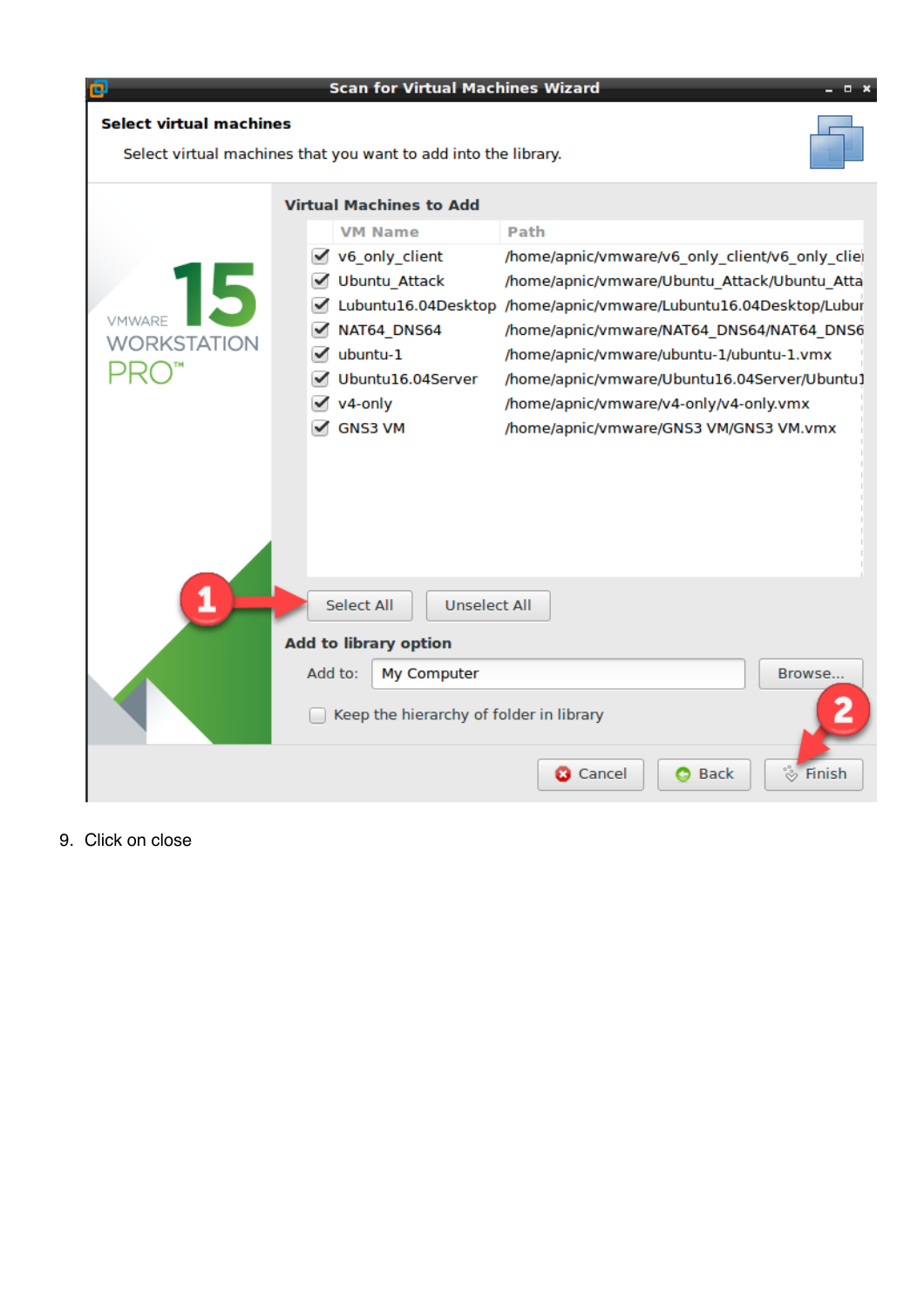9. Click on close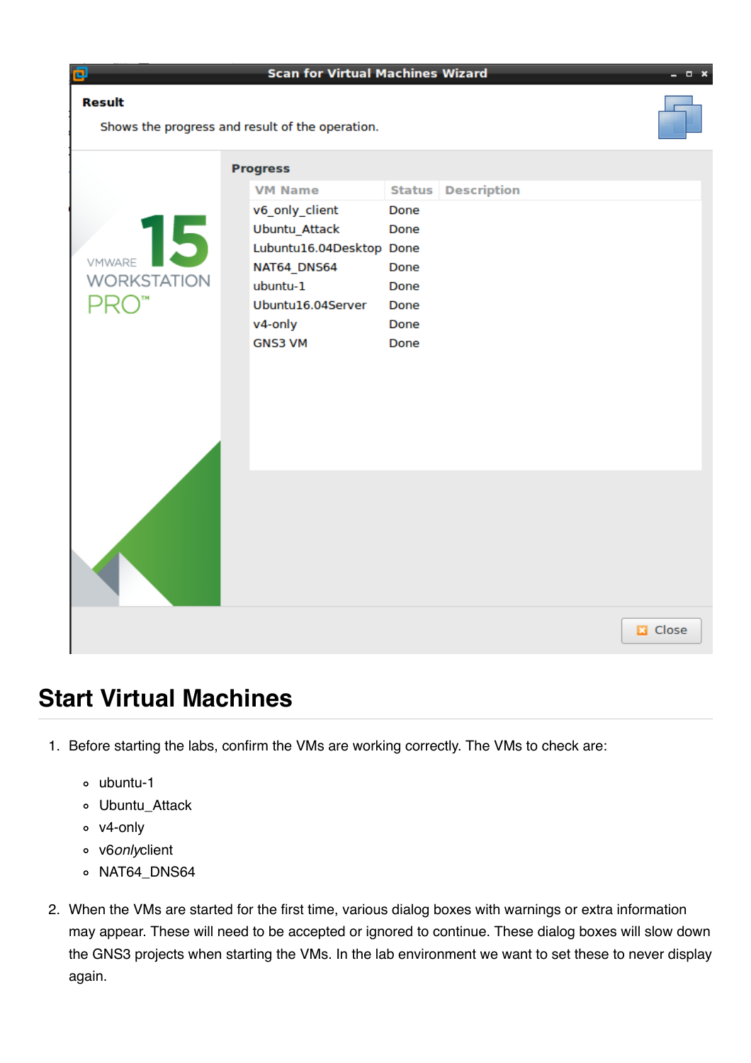## Start Virtual Machines

1. Before starting the labs, confirm the VMs are working correctly. The VMs to check are:

   - ubuntu-1
   - Ubuntu_Attack
   - v4-only
   - v6*only*client
   - NAT64_DNS64

2. When the VMs are started for the first time, various dialog boxes with warnings or extra information may appear. These will need to be accepted or ignored to continue. These dialog boxes will slow down the GNS3 projects when starting the VMs. In the lab environment we want to set these to never display again.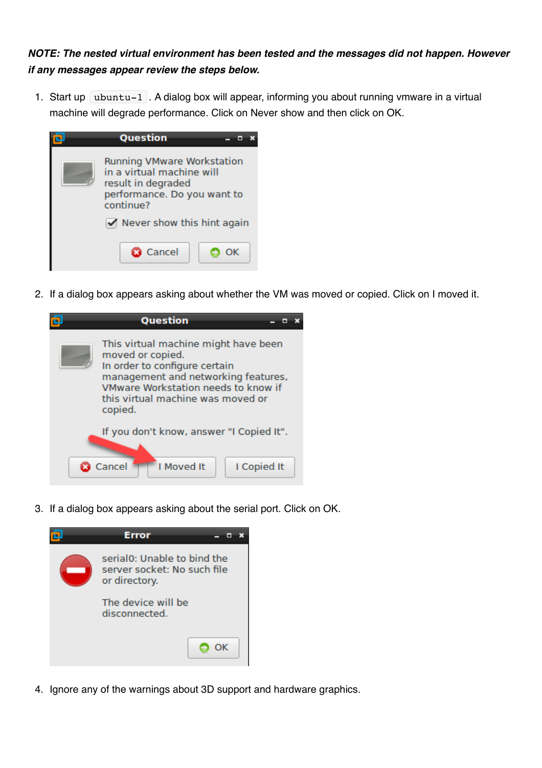***NOTE: The nested virtual environment has been tested and the messages did not happen. However if any messages appear review the steps below.***

1. Start up `ubuntu-1`. A dialog box will appear, informing you about running vmware in a virtual machine will degrade performance. Click on Never show and then click on OK.

2. If a dialog box appears asking about whether the VM was moved or copied. Click on I moved it.

3. If a dialog box appears asking about the serial port. Click on OK.

4. Ignore any of the warnings about 3D support and hardware graphics.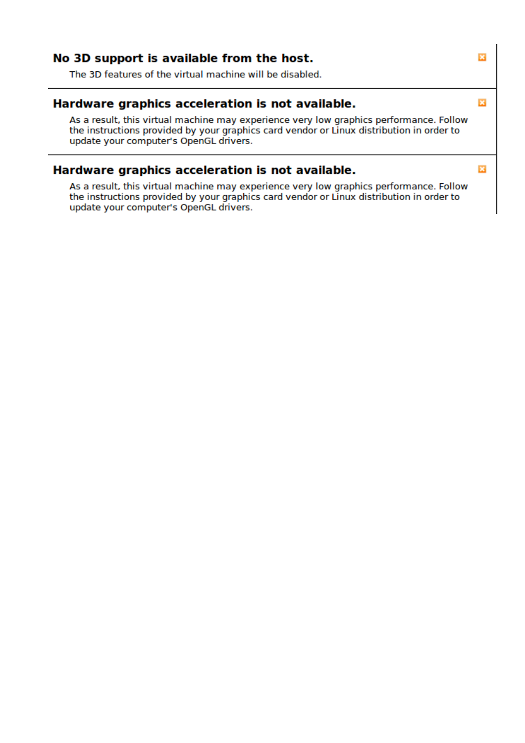**No 3D support is available from the host.**

The 3D features of the virtual machine will be disabled.

---

**Hardware graphics acceleration is not available.**

As a result, this virtual machine may experience very low graphics performance. Follow the instructions provided by your graphics card vendor or Linux distribution in order to update your computer's OpenGL drivers.

---

**Hardware graphics acceleration is not available.**

As a result, this virtual machine may experience very low graphics performance. Follow the instructions provided by your graphics card vendor or Linux distribution in order to update your computer's OpenGL drivers.